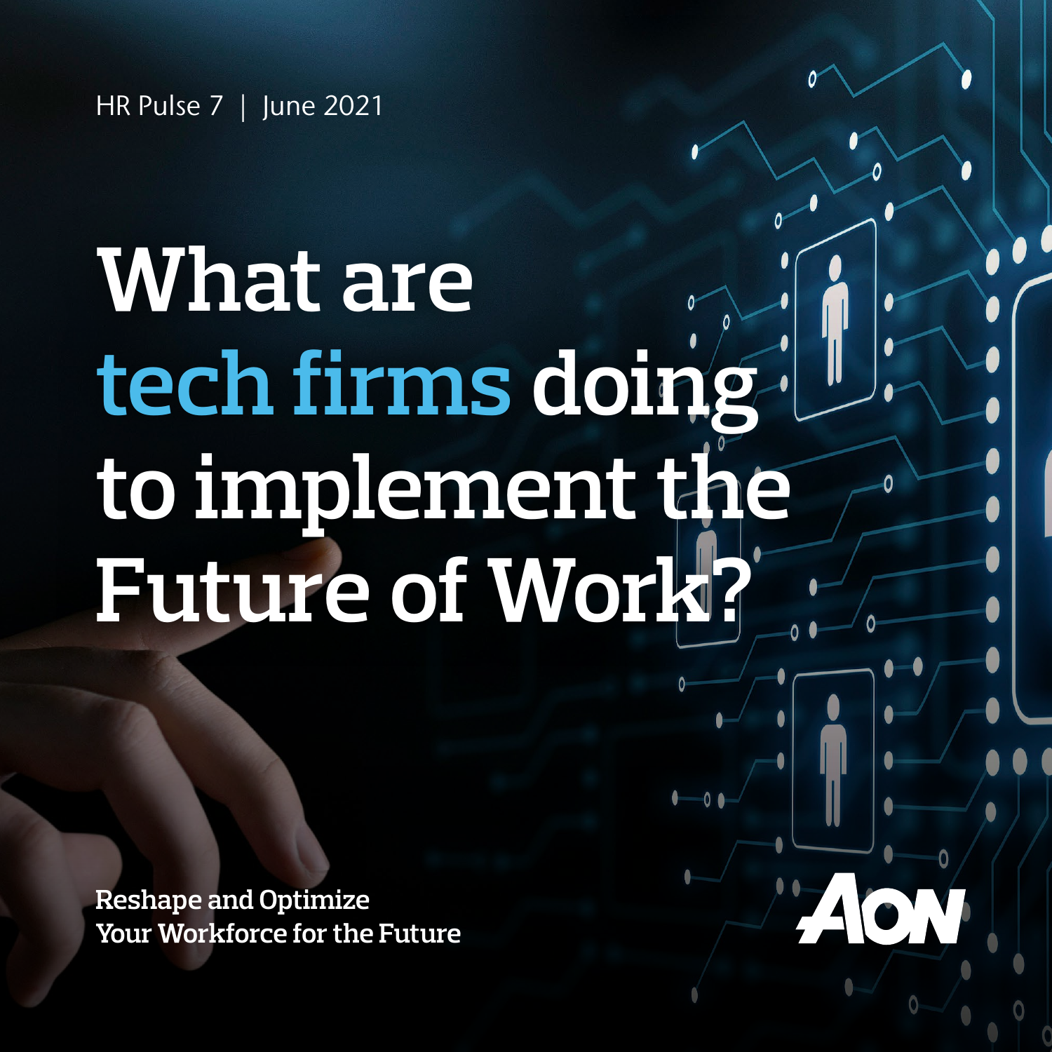HR Pulse 7 | June 2021

# What are tech firms doing to implement the Future of Work?

Reshape and Optimize
Your Workforce for the Future

Aon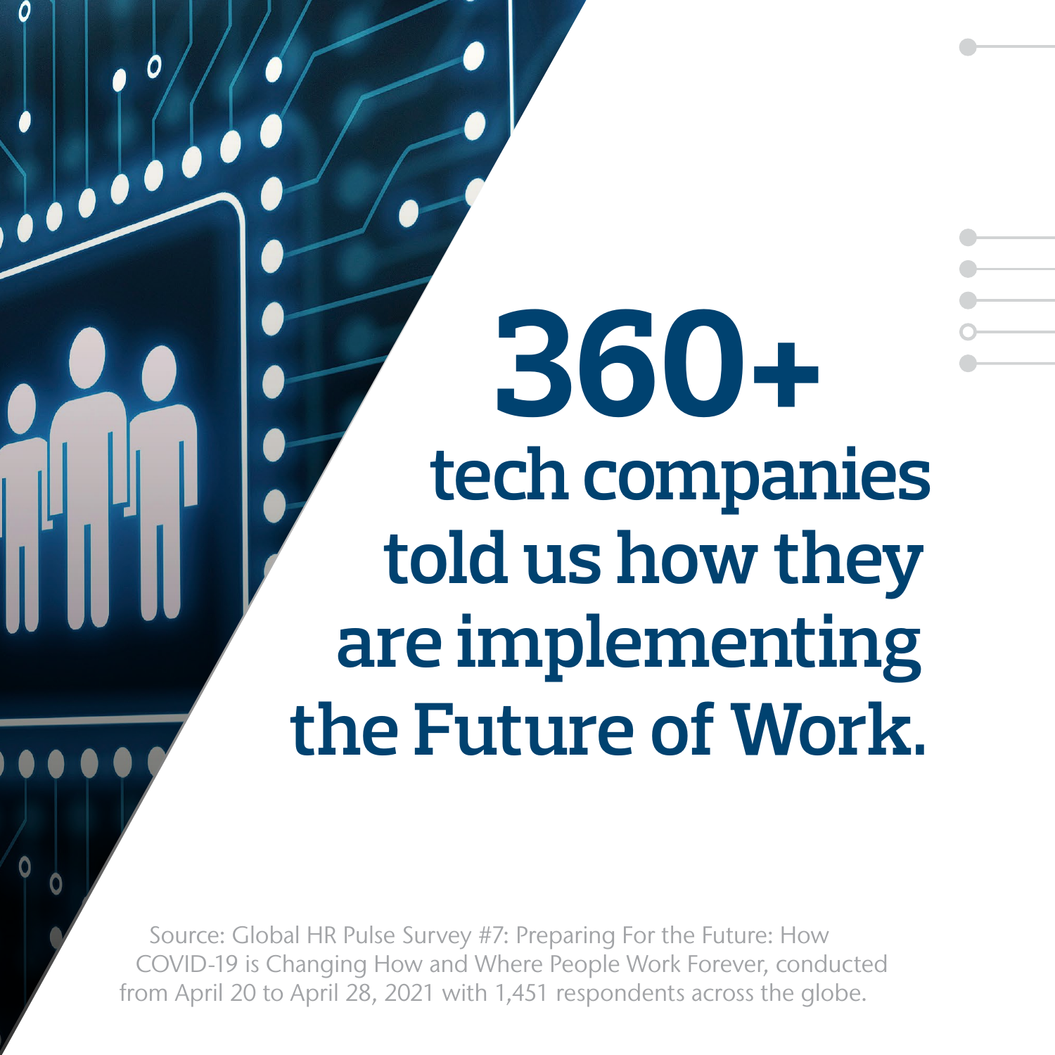# 360+

## tech companies told us how they are implementing the Future of Work.

Source: Global HR Pulse Survey #7: Preparing For the Future: How COVID-19 is Changing How and Where People Work Forever, conducted from April 20 to April 28, 2021 with 1,451 respondents across the globe.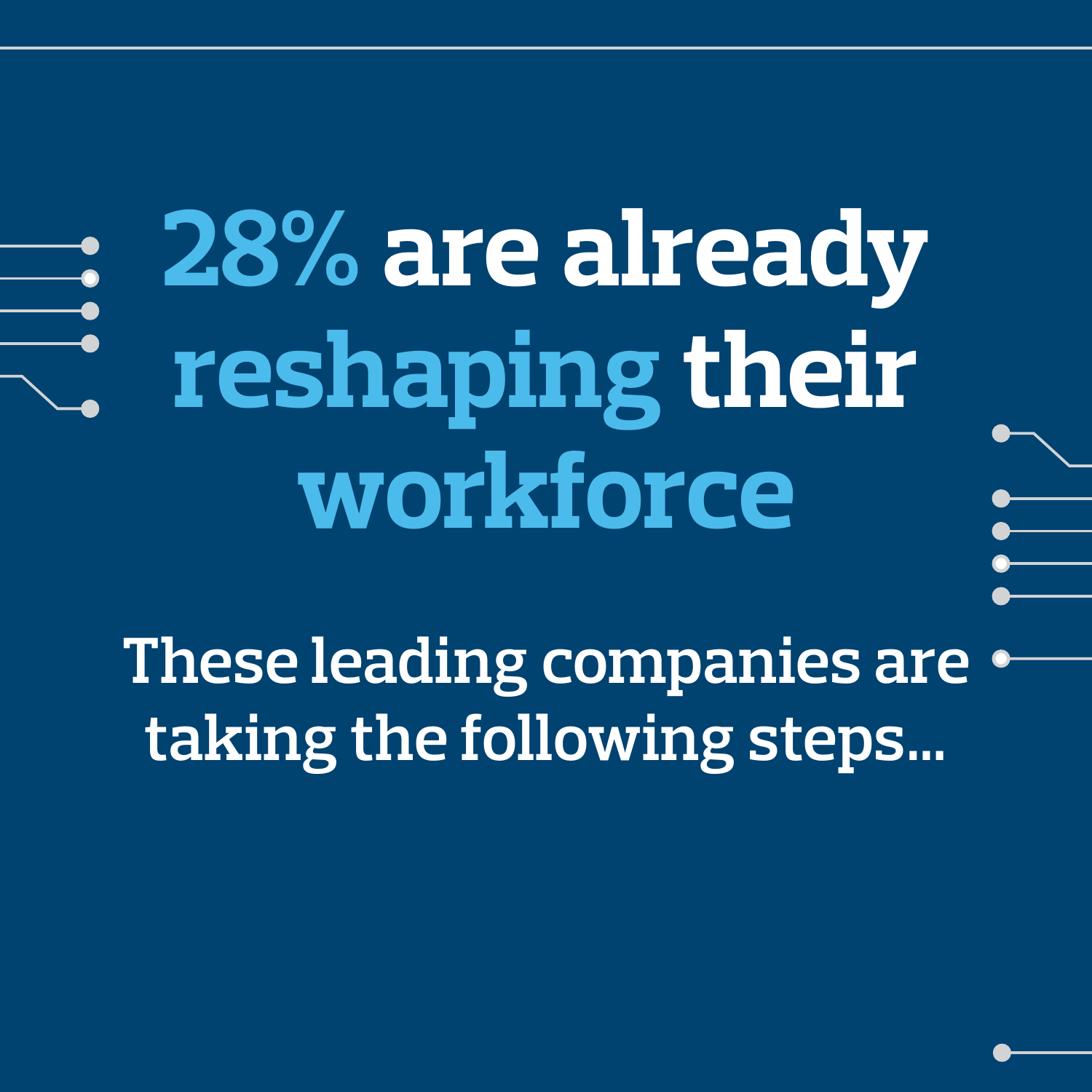# 28% are already reshaping their workforce

These leading companies are taking the following steps...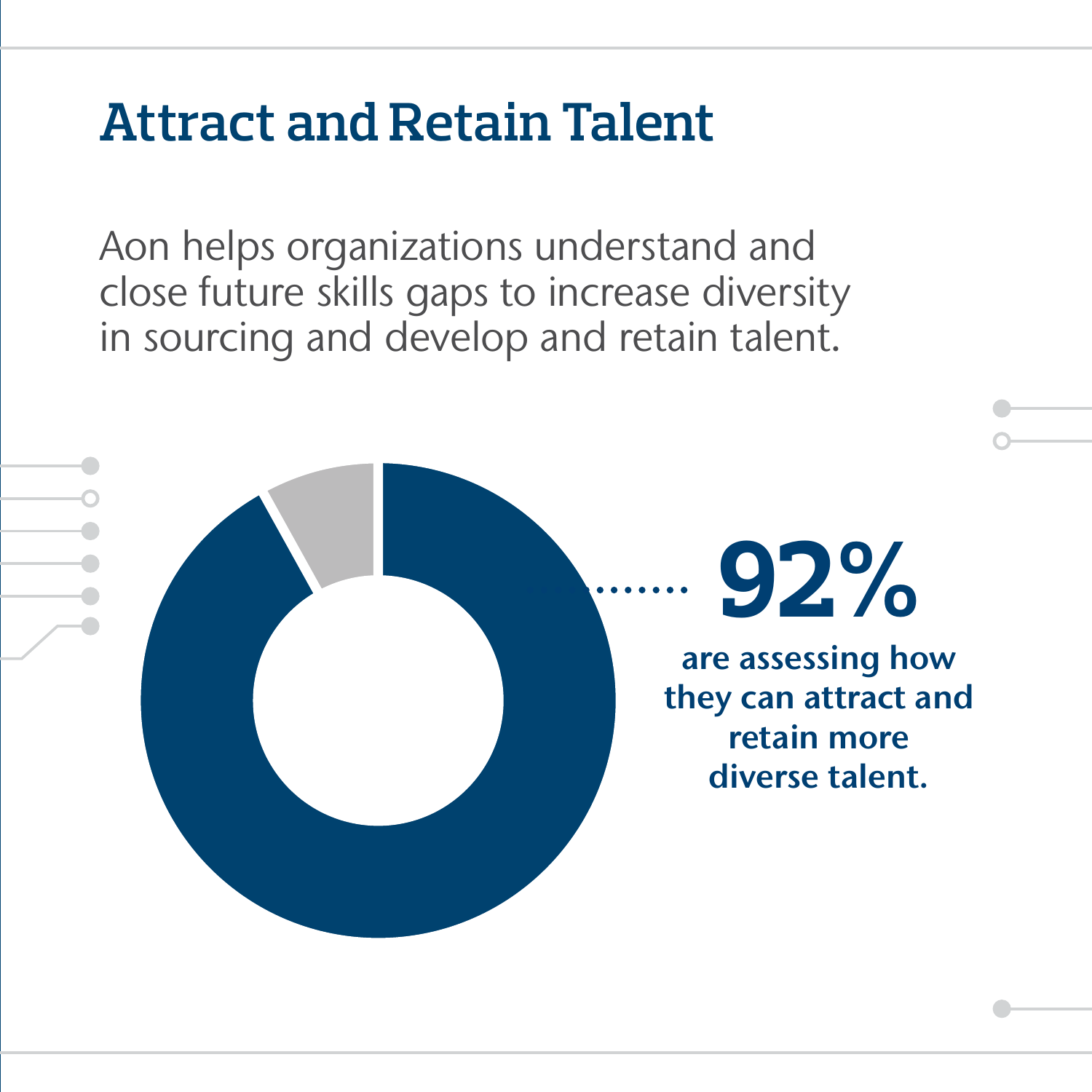# Attract and Retain Talent

Aon helps organizations understand and close future skills gaps to increase diversity in sourcing and develop and retain talent.

**92%**

**are assessing how they can attract and retain more diverse talent.**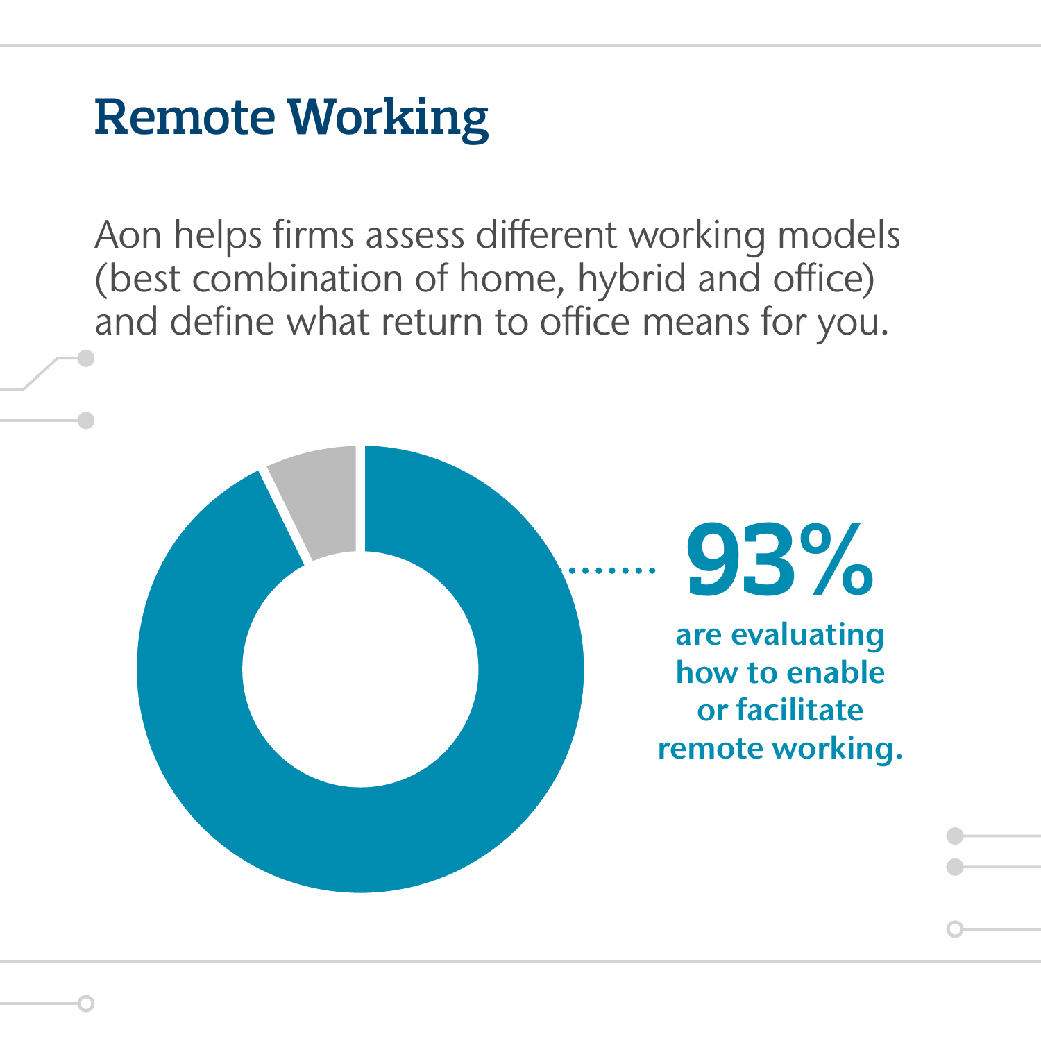# Remote Working

Aon helps firms assess different working models (best combination of home, hybrid and office) and define what return to office means for you.

**93%**

**are evaluating how to enable or facilitate remote working.**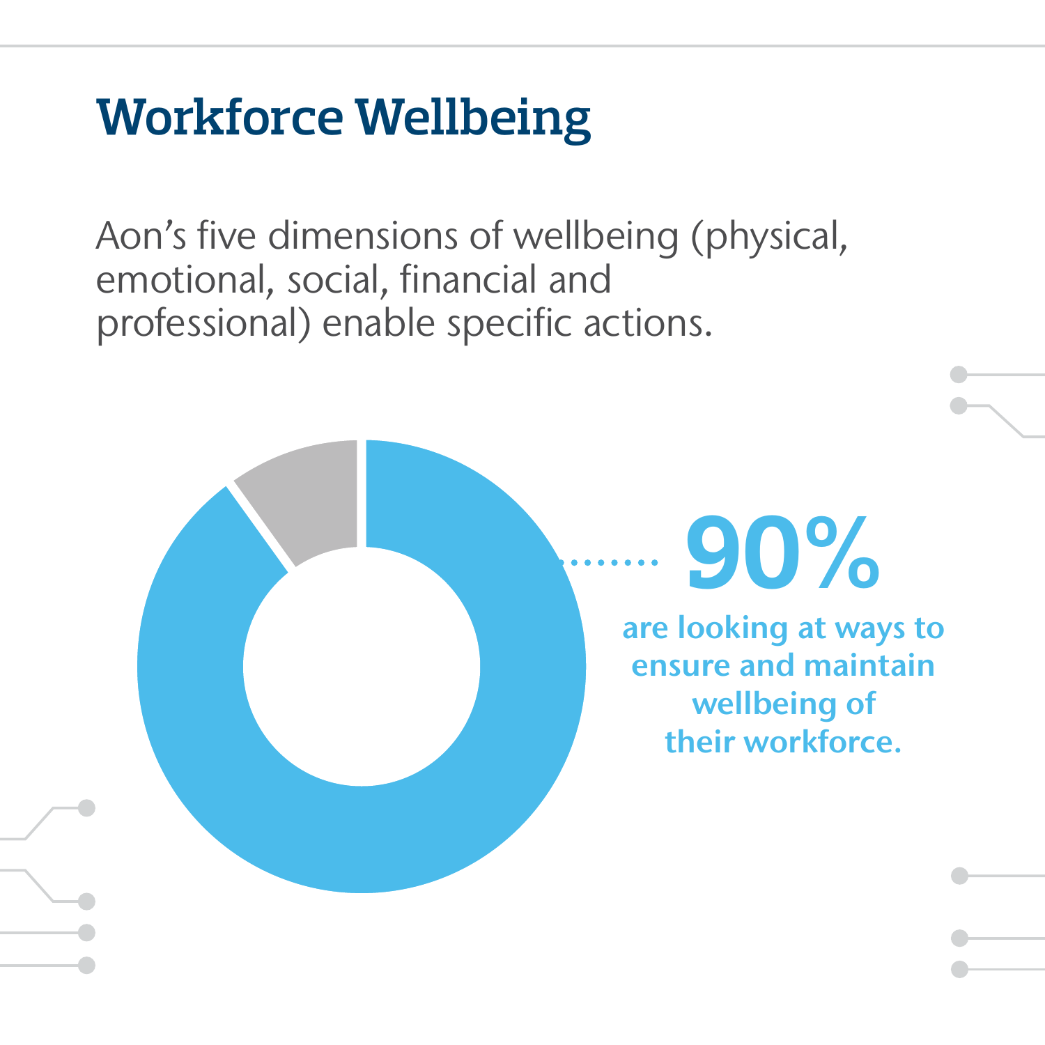# Workforce Wellbeing

Aon's five dimensions of wellbeing (physical, emotional, social, financial and professional) enable specific actions.

**90%**

**are looking at ways to ensure and maintain wellbeing of their workforce.**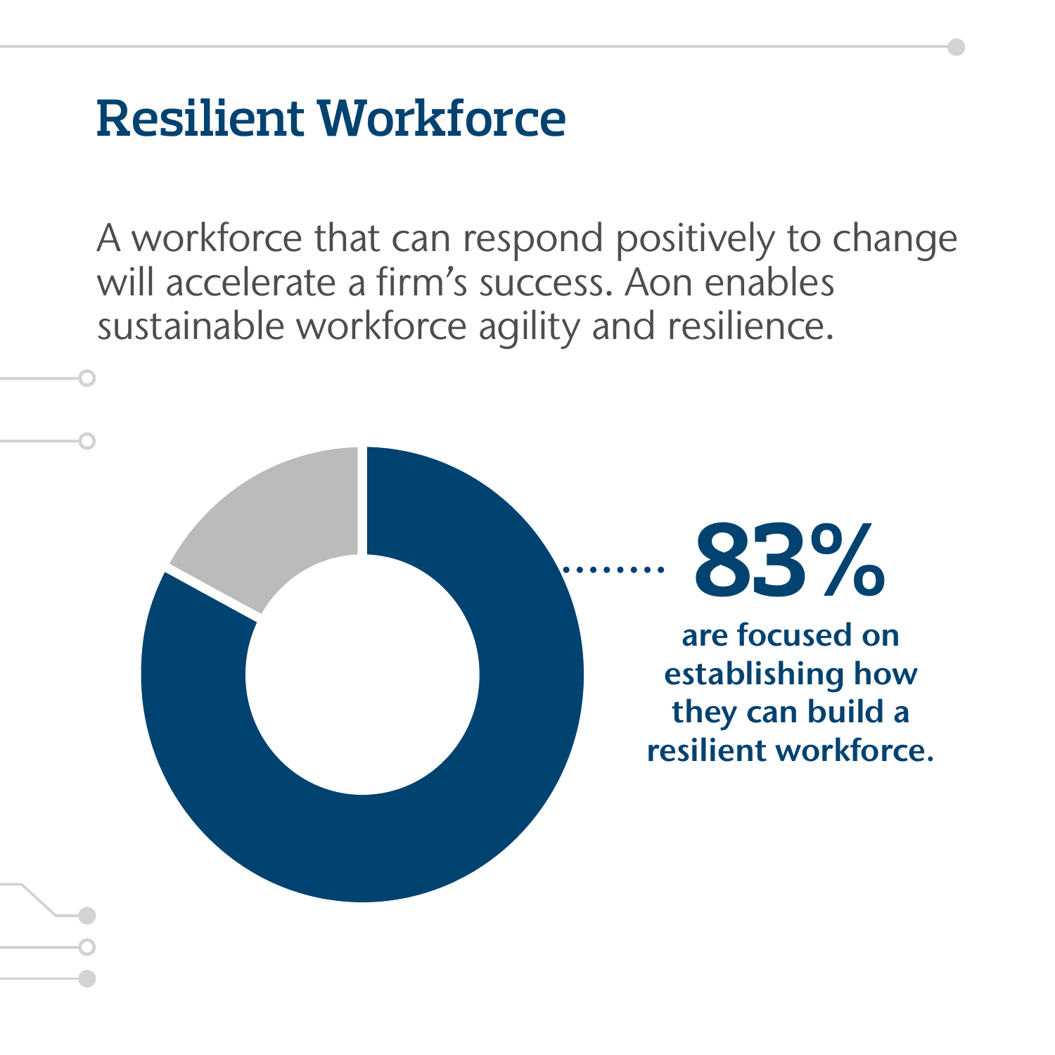# Resilient Workforce

A workforce that can respond positively to change will accelerate a firm's success. Aon enables sustainable workforce agility and resilience.

**83%**

**are focused on establishing how they can build a resilient workforce.**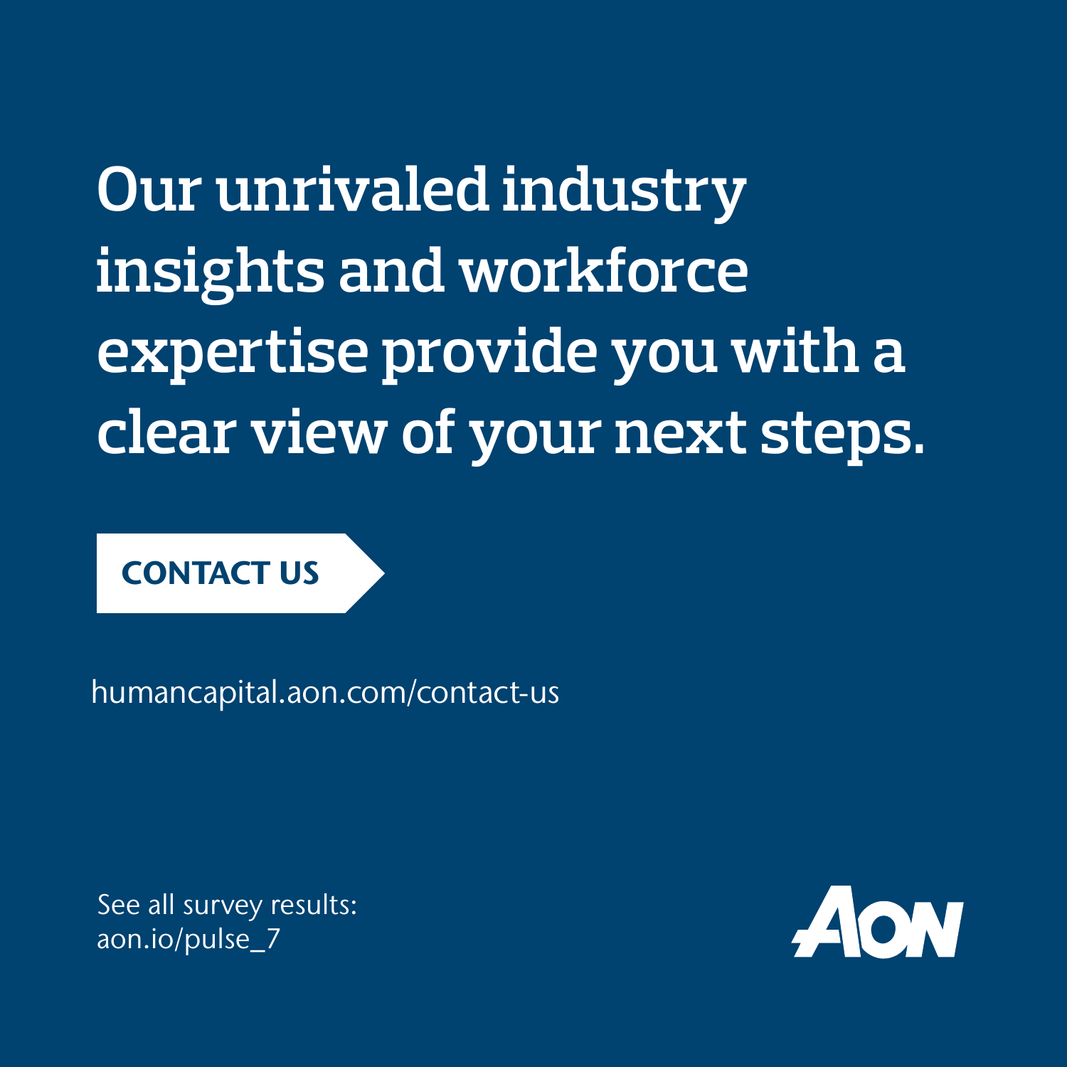# Our unrivaled industry insights and workforce expertise provide you with a clear view of your next steps.

**CONTACT US**

humancapital.aon.com/contact-us

See all survey results:
aon.io/pulse_7

AON